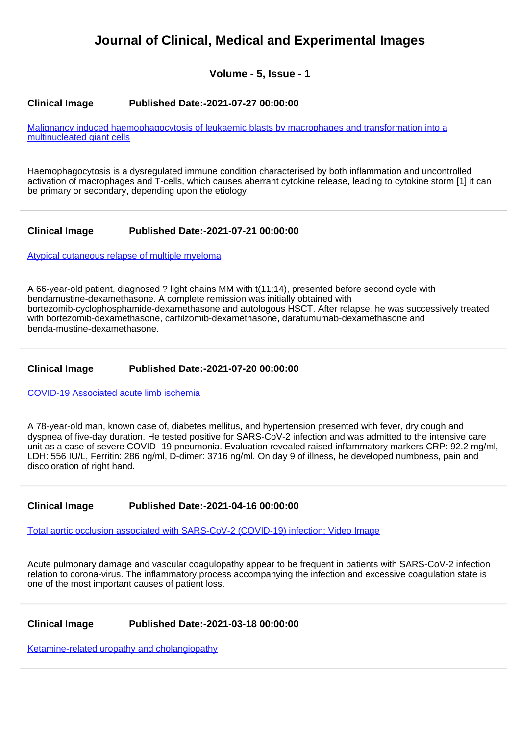# Journal of Clinical, Medical and Experimental Images

### Volume - 5, Issue - 1

**Clinical Image** **Published Date:-2021-07-27 00:00:00**

[Malignancy induced haemophagocytosis of leukaemic blasts by macrophages and transformation into a multinucleated giant cells]()

Haemophagocytosis is a dysregulated immune condition characterised by both inflammation and uncontrolled activation of macrophages and T-cells, which causes aberrant cytokine release, leading to cytokine storm [1] it can be primary or secondary, depending upon the etiology.

---

**Clinical Image** **Published Date:-2021-07-21 00:00:00**

[Atypical cutaneous relapse of multiple myeloma]()

A 66-year-old patient, diagnosed ? light chains MM with t(11;14), presented before second cycle with bendamustine-dexamethasone. A complete remission was initially obtained with bortezomib-cyclophosphamide-dexamethasone and autologous HSCT. After relapse, he was successively treated with bortezomib-dexamethasone, carfilzomib-dexamethasone, daratumumab-dexamethasone and benda-mustine-dexamethasone.

---

**Clinical Image** **Published Date:-2021-07-20 00:00:00**

[COVID-19 Associated acute limb ischemia]()

A 78-year-old man, known case of, diabetes mellitus, and hypertension presented with fever, dry cough and dyspnea of five-day duration. He tested positive for SARS-CoV-2 infection and was admitted to the intensive care unit as a case of severe COVID -19 pneumonia. Evaluation revealed raised inflammatory markers CRP: 92.2 mg/ml, LDH: 556 IU/L, Ferritin: 286 ng/ml, D-dimer: 3716 ng/ml. On day 9 of illness, he developed numbness, pain and discoloration of right hand.

---

**Clinical Image** **Published Date:-2021-04-16 00:00:00**

[Total aortic occlusion associated with SARS-CoV-2 (COVID-19) infection: Video Image]()

Acute pulmonary damage and vascular coagulopathy appear to be frequent in patients with SARS-CoV-2 infection relation to corona-virus. The inflammatory process accompanying the infection and excessive coagulation state is one of the most important causes of patient loss.

---

**Clinical Image** **Published Date:-2021-03-18 00:00:00**

[Ketamine-related uropathy and cholangiopathy]()

---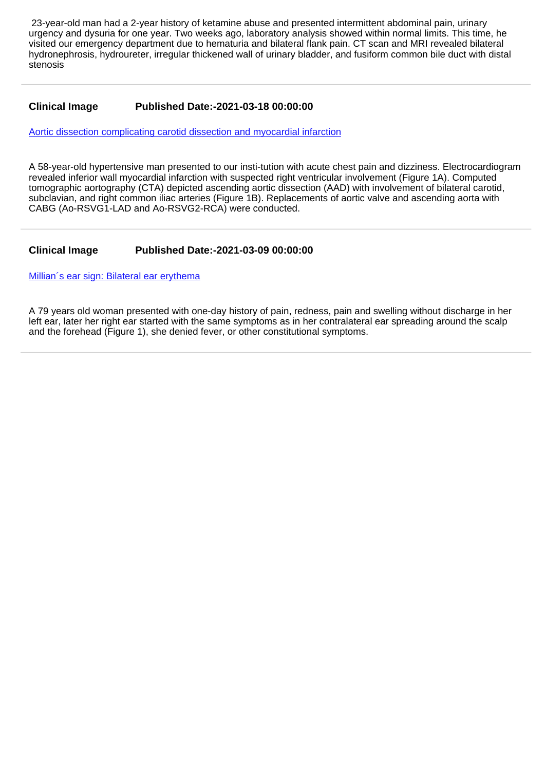23-year-old man had a 2-year history of ketamine abuse and presented intermittent abdominal pain, urinary urgency and dysuria for one year. Two weeks ago, laboratory analysis showed within normal limits. This time, he visited our emergency department due to hematuria and bilateral flank pain. CT scan and MRI revealed bilateral hydronephrosis, hydroureter, irregular thickened wall of urinary bladder, and fusiform common bile duct with distal stenosis

---

**Clinical Image** **Published Date:-2021-03-18 00:00:00**

[Aortic dissection complicating carotid dissection and myocardial infarction]

A 58-year-old hypertensive man presented to our insti-tution with acute chest pain and dizziness. Electrocardiogram revealed inferior wall myocardial infarction with suspected right ventricular involvement (Figure 1A). Computed tomographic aortography (CTA) depicted ascending aortic dissection (AAD) with involvement of bilateral carotid, subclavian, and right common iliac arteries (Figure 1B). Replacements of aortic valve and ascending aorta with CABG (Ao-RSVG1-LAD and Ao-RSVG2-RCA) were conducted.

---

**Clinical Image** **Published Date:-2021-03-09 00:00:00**

[Millian´s ear sign: Bilateral ear erythema]

A 79 years old woman presented with one-day history of pain, redness, pain and swelling without discharge in her left ear, later her right ear started with the same symptoms as in her contralateral ear spreading around the scalp and the forehead (Figure 1), she denied fever, or other constitutional symptoms.

---